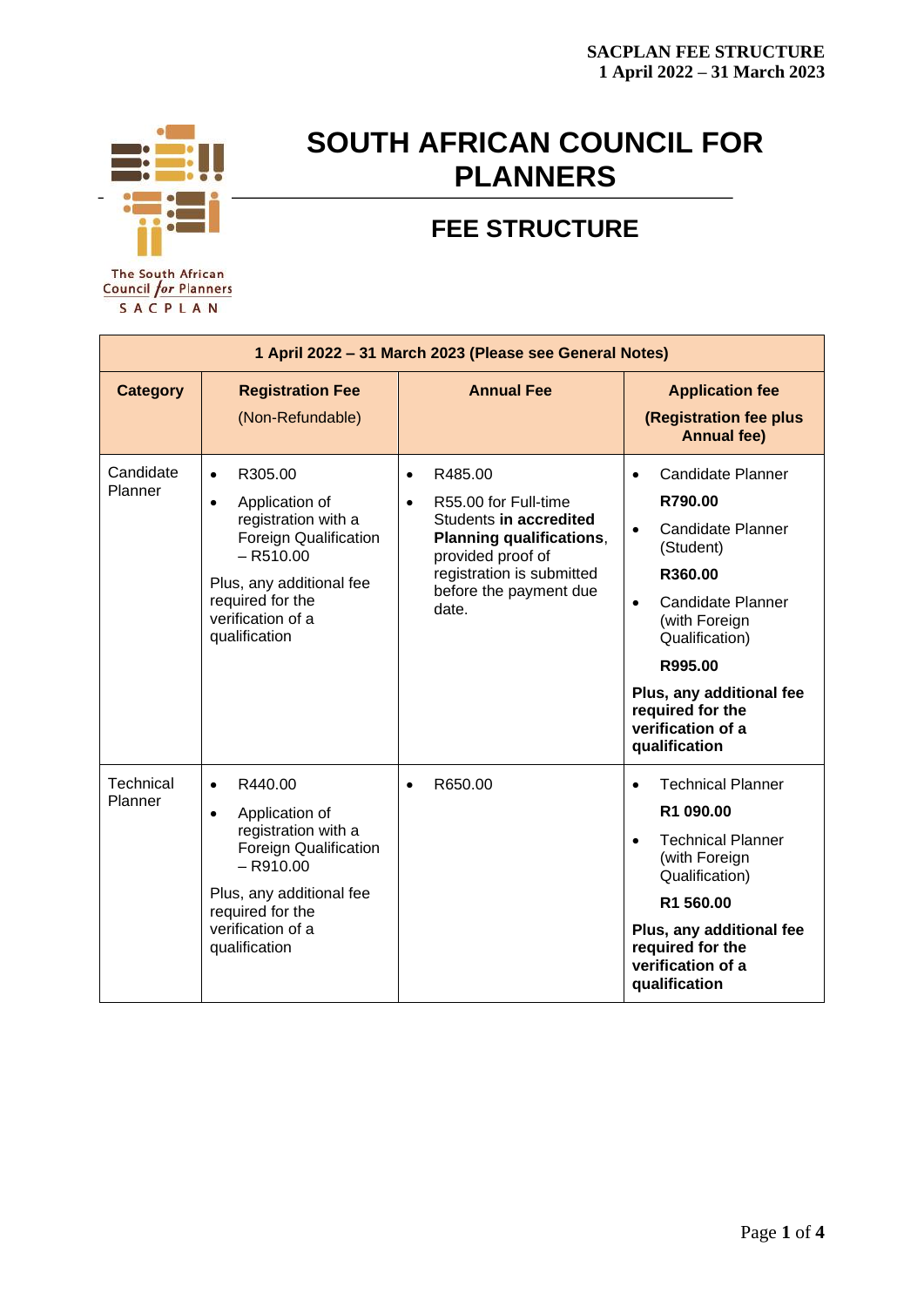# SOUTH AFRICAN COUNCIL FOR PLANNERS

## FEE STRUCTURE

| 1 April 2022 – 31 March 2023 (Please see General Notes) | | | |
|---|---|---|---|
| **Category** | **Registration Fee** (Non-Refundable) | **Annual Fee** | **Application fee (Registration fee plus Annual fee)** |
| Candidate Planner | • R305.00<br>• Application of registration with a Foreign Qualification – R510.00<br>Plus, any additional fee required for the verification of a qualification | • R485.00<br>• R55.00 for Full-time Students **in accredited Planning qualifications**, provided proof of registration is submitted before the payment due date. | • Candidate Planner **R790.00**<br>• Candidate Planner (Student) **R360.00**<br>• Candidate Planner (with Foreign Qualification) **R995.00**<br>**Plus, any additional fee required for the verification of a qualification** |
| Technical Planner | • R440.00<br>• Application of registration with a Foreign Qualification – R910.00<br>Plus, any additional fee required for the verification of a qualification | • R650.00 | • Technical Planner **R1 090.00**<br>• Technical Planner (with Foreign Qualification) **R1 560.00**<br>**Plus, any additional fee required for the verification of a qualification** |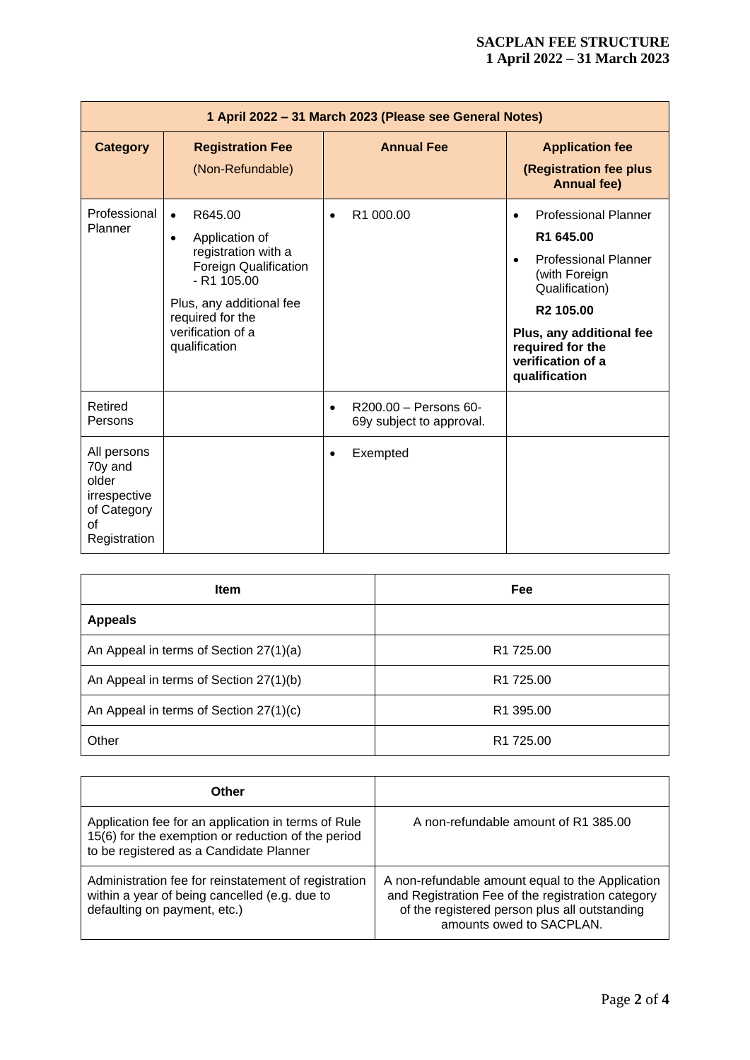| 1 April 2022 – 31 March 2023 (Please see General Notes) | | | |
|---|---|---|---|
| **Category** | **Registration Fee** (Non-Refundable) | **Annual Fee** | **Application fee (Registration fee plus Annual fee)** |
| Professional Planner | • R645.00<br>• Application of registration with a Foreign Qualification - R1 105.00<br>Plus, any additional fee required for the verification of a qualification | • R1 000.00 | • Professional Planner **R1 645.00**<br>• Professional Planner (with Foreign Qualification) **R2 105.00**<br>**Plus, any additional fee required for the verification of a qualification** |
| Retired Persons | | • R200.00 – Persons 60-69y subject to approval. | |
| All persons 70y and older irrespective of Category of Registration | | • Exempted | |

| Item | Fee |
|---|---|
| **Appeals** | |
| An Appeal in terms of Section 27(1)(a) | R1 725.00 |
| An Appeal in terms of Section 27(1)(b) | R1 725.00 |
| An Appeal in terms of Section 27(1)(c) | R1 395.00 |
| Other | R1 725.00 |

| Other | |
|---|---|
| Application fee for an application in terms of Rule 15(6) for the exemption or reduction of the period to be registered as a Candidate Planner | A non-refundable amount of R1 385.00 |
| Administration fee for reinstatement of registration within a year of being cancelled (e.g. due to defaulting on payment, etc.) | A non-refundable amount equal to the Application and Registration Fee of the registration category of the registered person plus all outstanding amounts owed to SACPLAN. |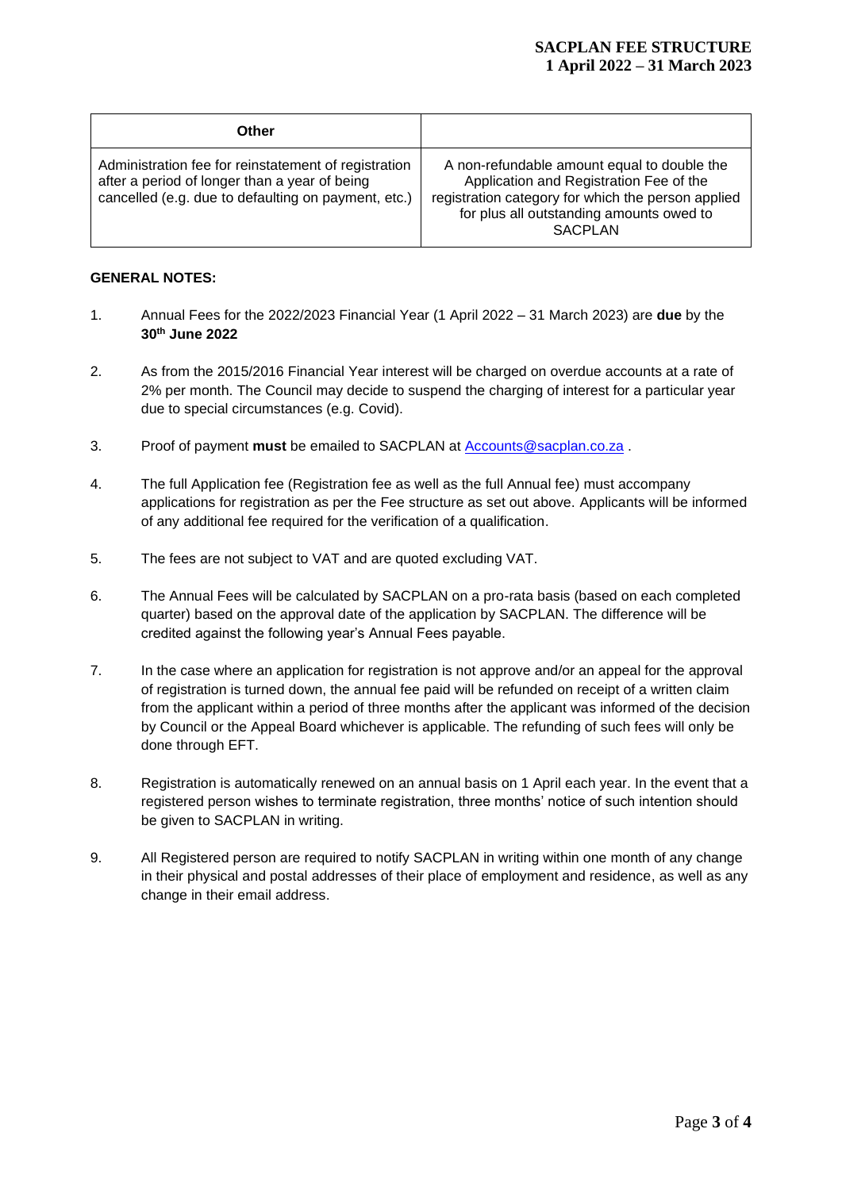| Other | |
|---|---|
| Administration fee for reinstatement of registration after a period of longer than a year of being cancelled (e.g. due to defaulting on payment, etc.) | A non-refundable amount equal to double the Application and Registration Fee of the registration category for which the person applied for plus all outstanding amounts owed to SACPLAN |

**GENERAL NOTES:**

1. Annual Fees for the 2022/2023 Financial Year (1 April 2022 – 31 March 2023) are **due** by the **30th June 2022**

2. As from the 2015/2016 Financial Year interest will be charged on overdue accounts at a rate of 2% per month. The Council may decide to suspend the charging of interest for a particular year due to special circumstances (e.g. Covid).

3. Proof of payment **must** be emailed to SACPLAN at Accounts@sacplan.co.za .

4. The full Application fee (Registration fee as well as the full Annual fee) must accompany applications for registration as per the Fee structure as set out above. Applicants will be informed of any additional fee required for the verification of a qualification.

5. The fees are not subject to VAT and are quoted excluding VAT.

6. The Annual Fees will be calculated by SACPLAN on a pro-rata basis (based on each completed quarter) based on the approval date of the application by SACPLAN. The difference will be credited against the following year's Annual Fees payable.

7. In the case where an application for registration is not approve and/or an appeal for the approval of registration is turned down, the annual fee paid will be refunded on receipt of a written claim from the applicant within a period of three months after the applicant was informed of the decision by Council or the Appeal Board whichever is applicable. The refunding of such fees will only be done through EFT.

8. Registration is automatically renewed on an annual basis on 1 April each year. In the event that a registered person wishes to terminate registration, three months' notice of such intention should be given to SACPLAN in writing.

9. All Registered person are required to notify SACPLAN in writing within one month of any change in their physical and postal addresses of their place of employment and residence, as well as any change in their email address.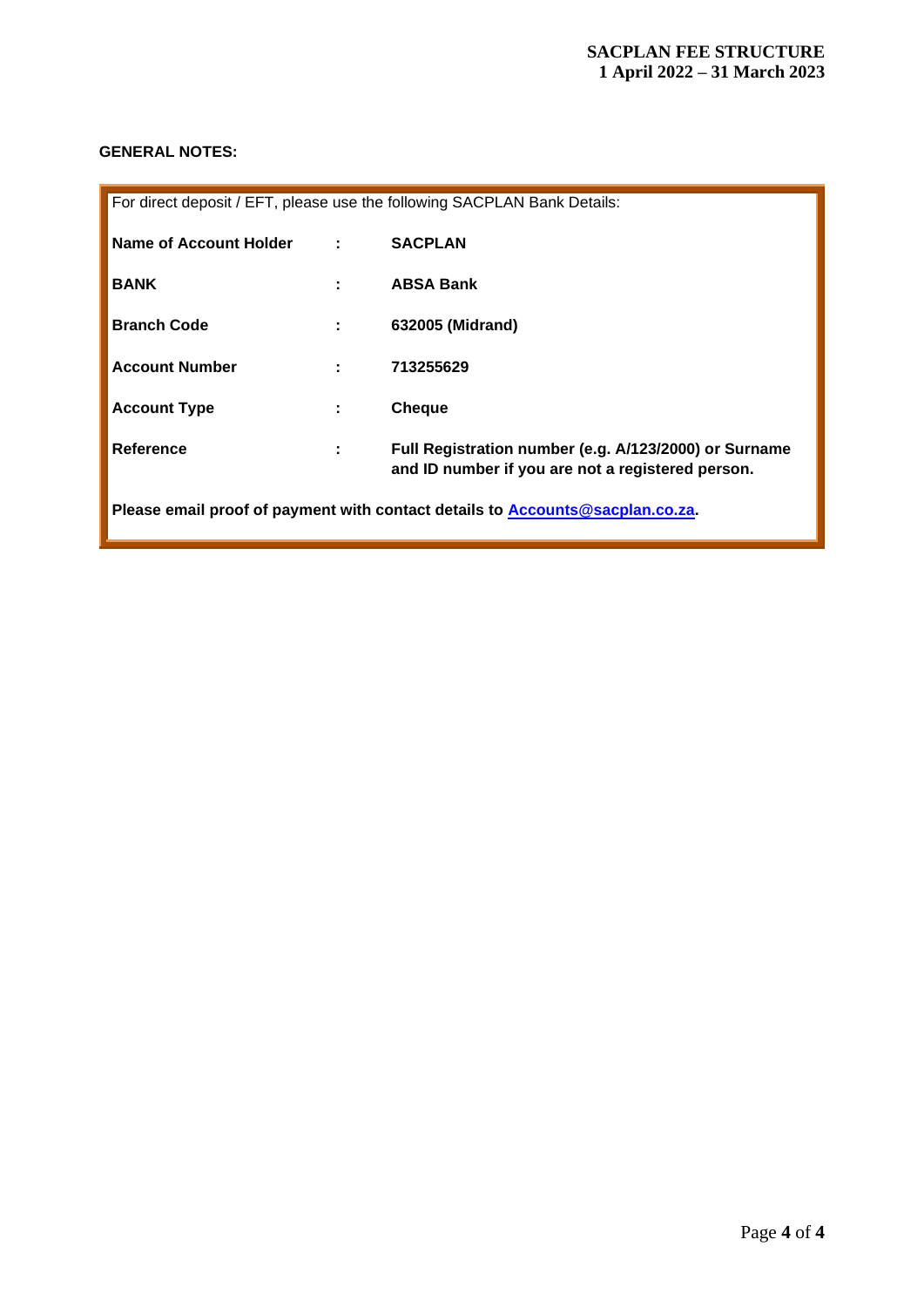**GENERAL NOTES:**

For direct deposit / EFT, please use the following SACPLAN Bank Details:

| | | |
|---|---|---|
| **Name of Account Holder** | **:** | **SACPLAN** |
| **BANK** | **:** | **ABSA Bank** |
| **Branch Code** | **:** | **632005 (Midrand)** |
| **Account Number** | **:** | **713255629** |
| **Account Type** | **:** | **Cheque** |
| **Reference** | **:** | **Full Registration number (e.g. A/123/2000) or Surname and ID number if you are not a registered person.** |

**Please email proof of payment with contact details to Accounts@sacplan.co.za.**